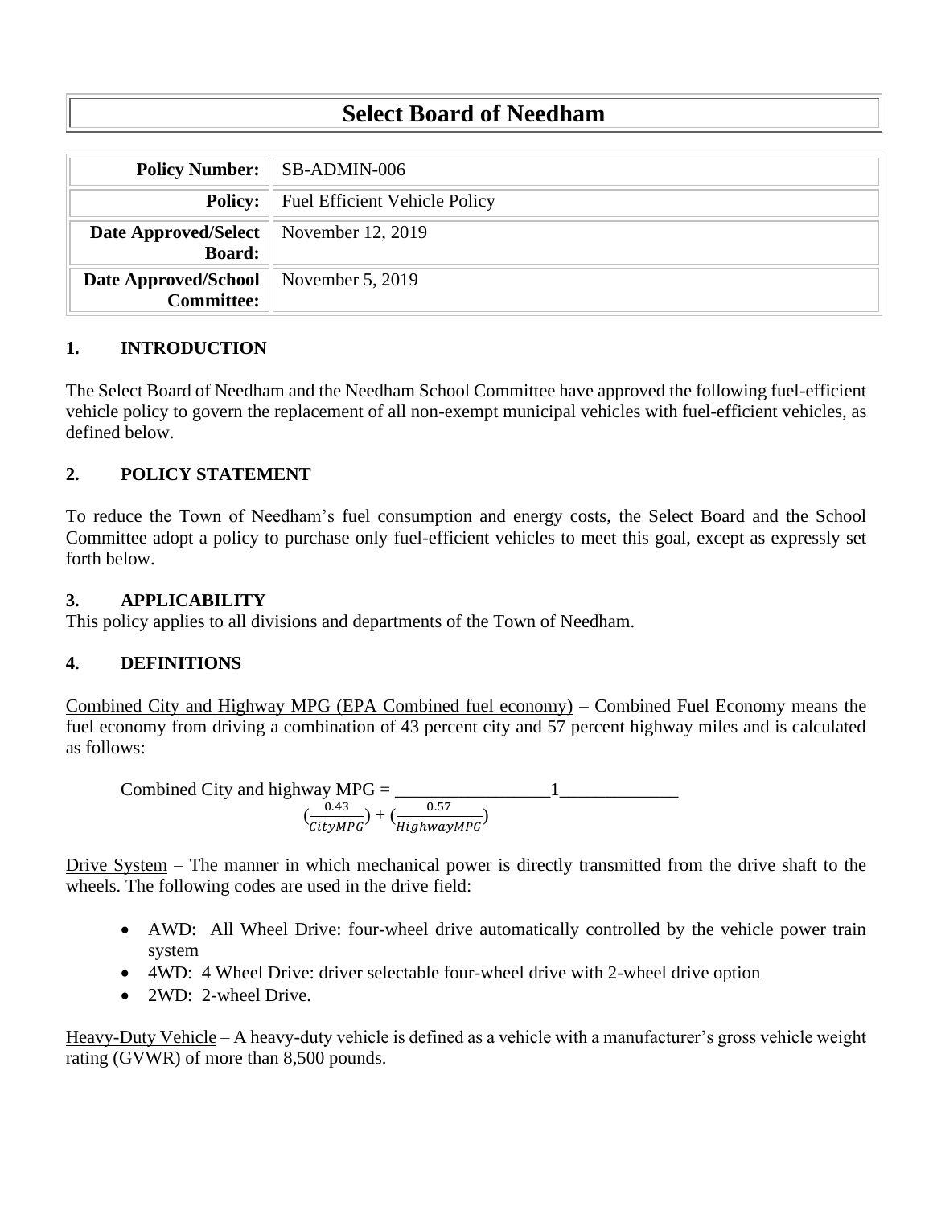# Select Board of Needham

| **Policy Number:** | SB-ADMIN-006 |
|---|---|
| **Policy:** | Fuel Efficient Vehicle Policy |
| **Date Approved/Select Board:** | November 12, 2019 |
| **Date Approved/School Committee:** | November 5, 2019 |

## 1. INTRODUCTION

The Select Board of Needham and the Needham School Committee have approved the following fuel-efficient vehicle policy to govern the replacement of all non-exempt municipal vehicles with fuel-efficient vehicles, as defined below.

## 2. POLICY STATEMENT

To reduce the Town of Needham's fuel consumption and energy costs, the Select Board and the School Committee adopt a policy to purchase only fuel-efficient vehicles to meet this goal, except as expressly set forth below.

## 3. APPLICABILITY

This policy applies to all divisions and departments of the Town of Needham.

## 4. DEFINITIONS

Combined City and Highway MPG (EPA Combined fuel economy) – Combined Fuel Economy means the fuel economy from driving a combination of 43 percent city and 57 percent highway miles and is calculated as follows:

$$\text{Combined City and highway MPG} = \frac{1}{\left(\frac{0.43}{CityMPG}\right) + \left(\frac{0.57}{HighwayMPG}\right)}$$

Drive System – The manner in which mechanical power is directly transmitted from the drive shaft to the wheels. The following codes are used in the drive field:

- AWD: All Wheel Drive: four-wheel drive automatically controlled by the vehicle power train system
- 4WD: 4 Wheel Drive: driver selectable four-wheel drive with 2-wheel drive option
- 2WD: 2-wheel Drive.

Heavy-Duty Vehicle – A heavy-duty vehicle is defined as a vehicle with a manufacturer's gross vehicle weight rating (GVWR) of more than 8,500 pounds.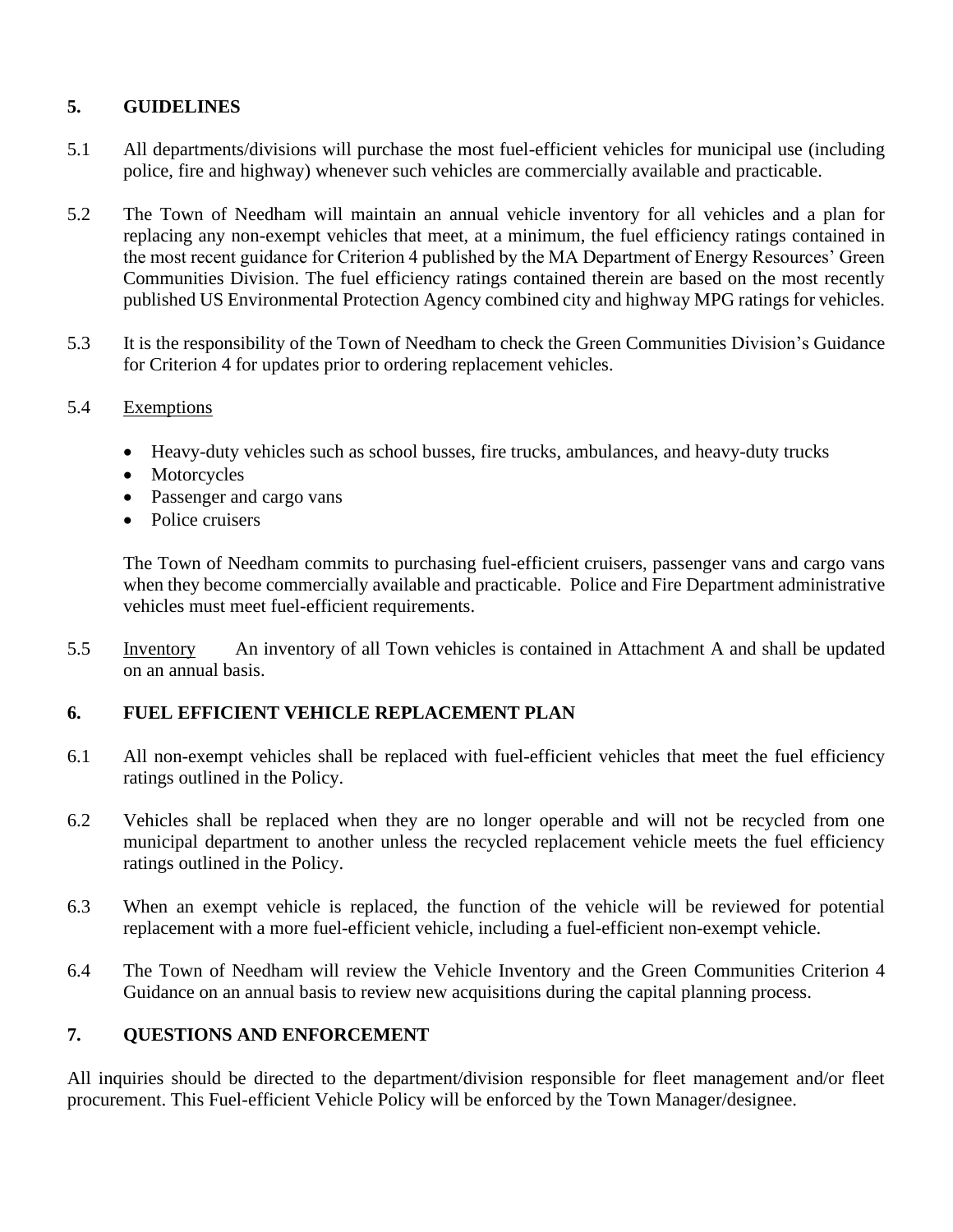## 5. GUIDELINES

5.1 All departments/divisions will purchase the most fuel-efficient vehicles for municipal use (including police, fire and highway) whenever such vehicles are commercially available and practicable.

5.2 The Town of Needham will maintain an annual vehicle inventory for all vehicles and a plan for replacing any non-exempt vehicles that meet, at a minimum, the fuel efficiency ratings contained in the most recent guidance for Criterion 4 published by the MA Department of Energy Resources' Green Communities Division. The fuel efficiency ratings contained therein are based on the most recently published US Environmental Protection Agency combined city and highway MPG ratings for vehicles.

5.3 It is the responsibility of the Town of Needham to check the Green Communities Division's Guidance for Criterion 4 for updates prior to ordering replacement vehicles.

5.4 Exemptions

- Heavy-duty vehicles such as school busses, fire trucks, ambulances, and heavy-duty trucks
- Motorcycles
- Passenger and cargo vans
- Police cruisers

The Town of Needham commits to purchasing fuel-efficient cruisers, passenger vans and cargo vans when they become commercially available and practicable. Police and Fire Department administrative vehicles must meet fuel-efficient requirements.

5.5 Inventory An inventory of all Town vehicles is contained in Attachment A and shall be updated on an annual basis.

## 6. FUEL EFFICIENT VEHICLE REPLACEMENT PLAN

6.1 All non-exempt vehicles shall be replaced with fuel-efficient vehicles that meet the fuel efficiency ratings outlined in the Policy.

6.2 Vehicles shall be replaced when they are no longer operable and will not be recycled from one municipal department to another unless the recycled replacement vehicle meets the fuel efficiency ratings outlined in the Policy.

6.3 When an exempt vehicle is replaced, the function of the vehicle will be reviewed for potential replacement with a more fuel-efficient vehicle, including a fuel-efficient non-exempt vehicle.

6.4 The Town of Needham will review the Vehicle Inventory and the Green Communities Criterion 4 Guidance on an annual basis to review new acquisitions during the capital planning process.

## 7. QUESTIONS AND ENFORCEMENT

All inquiries should be directed to the department/division responsible for fleet management and/or fleet procurement. This Fuel-efficient Vehicle Policy will be enforced by the Town Manager/designee.